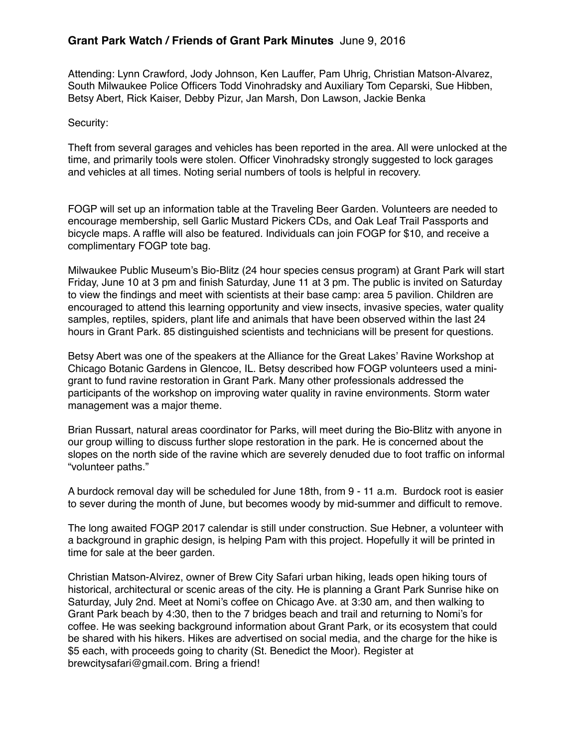**Grant Park Watch / Friends of Grant Park Minutes** June 9, 2016

Attending: Lynn Crawford, Jody Johnson, Ken Lauffer, Pam Uhrig, Christian Matson-Alvarez, South Milwaukee Police Officers Todd Vinohradsky and Auxiliary Tom Ceparski, Sue Hibben, Betsy Abert, Rick Kaiser, Debby Pizur, Jan Marsh, Don Lawson, Jackie Benka

Security:

Theft from several garages and vehicles has been reported in the area. All were unlocked at the time, and primarily tools were stolen. Officer Vinohradsky strongly suggested to lock garages and vehicles at all times. Noting serial numbers of tools is helpful in recovery.

FOGP will set up an information table at the Traveling Beer Garden. Volunteers are needed to encourage membership, sell Garlic Mustard Pickers CDs, and Oak Leaf Trail Passports and bicycle maps. A raffle will also be featured. Individuals can join FOGP for $10, and receive a complimentary FOGP tote bag.

Milwaukee Public Museum's Bio-Blitz (24 hour species census program) at Grant Park will start Friday, June 10 at 3 pm and finish Saturday, June 11 at 3 pm. The public is invited on Saturday to view the findings and meet with scientists at their base camp: area 5 pavilion. Children are encouraged to attend this learning opportunity and view insects, invasive species, water quality samples, reptiles, spiders, plant life and animals that have been observed within the last 24 hours in Grant Park. 85 distinguished scientists and technicians will be present for questions.

Betsy Abert was one of the speakers at the Alliance for the Great Lakes' Ravine Workshop at Chicago Botanic Gardens in Glencoe, IL. Betsy described how FOGP volunteers used a mini-grant to fund ravine restoration in Grant Park. Many other professionals addressed the participants of the workshop on improving water quality in ravine environments. Storm water management was a major theme.

Brian Russart, natural areas coordinator for Parks, will meet during the Bio-Blitz with anyone in our group willing to discuss further slope restoration in the park. He is concerned about the slopes on the north side of the ravine which are severely denuded due to foot traffic on informal "volunteer paths."

A burdock removal day will be scheduled for June 18th, from 9 - 11 a.m. Burdock root is easier to sever during the month of June, but becomes woody by mid-summer and difficult to remove.

The long awaited FOGP 2017 calendar is still under construction. Sue Hebner, a volunteer with a background in graphic design, is helping Pam with this project. Hopefully it will be printed in time for sale at the beer garden.

Christian Matson-Alvirez, owner of Brew City Safari urban hiking, leads open hiking tours of historical, architectural or scenic areas of the city. He is planning a Grant Park Sunrise hike on Saturday, July 2nd. Meet at Nomi's coffee on Chicago Ave. at 3:30 am, and then walking to Grant Park beach by 4:30, then to the 7 bridges beach and trail and returning to Nomi's for coffee. He was seeking background information about Grant Park, or its ecosystem that could be shared with his hikers. Hikes are advertised on social media, and the charge for the hike is $5 each, with proceeds going to charity (St. Benedict the Moor). Register at brewcitysafari@gmail.com. Bring a friend!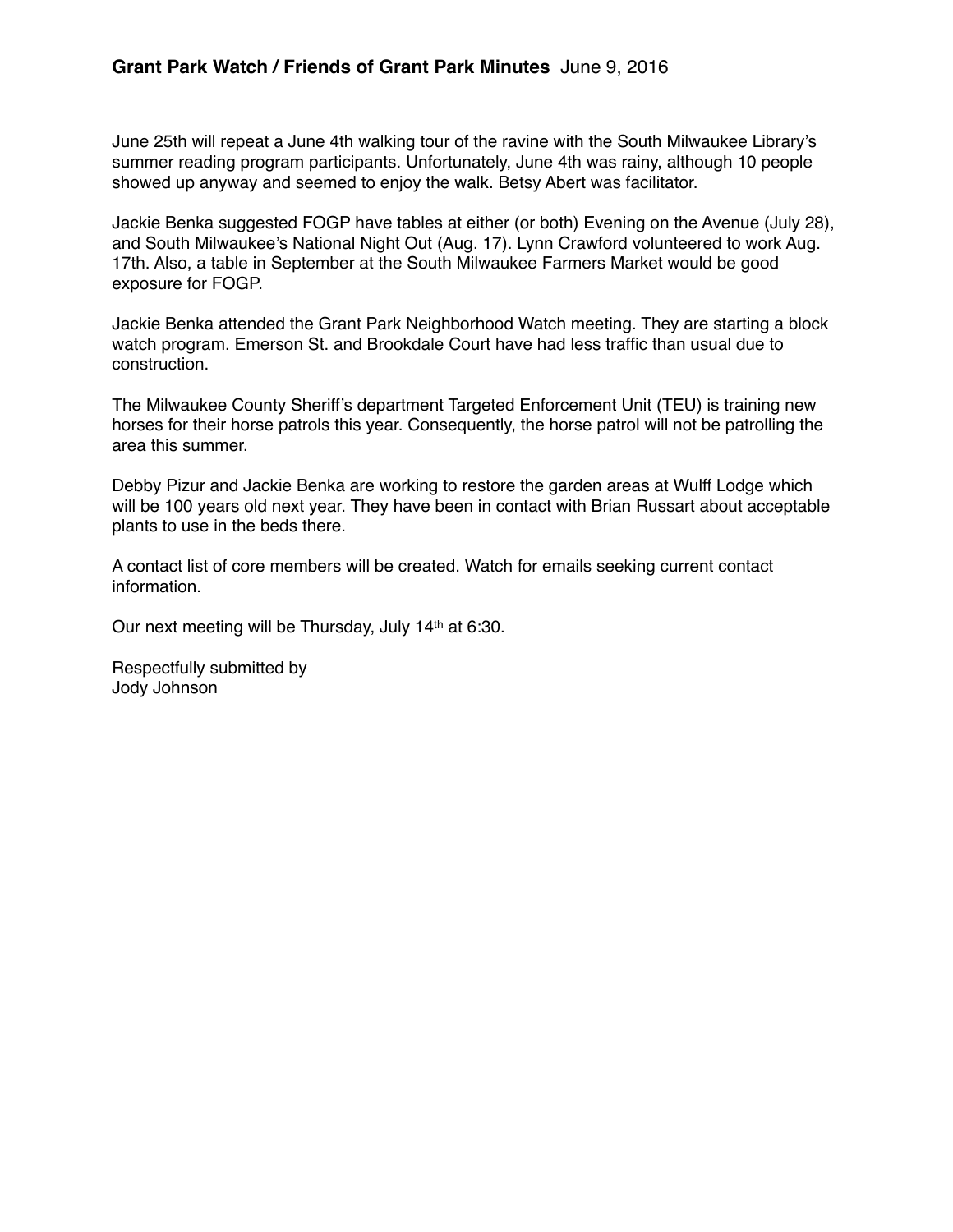**Grant Park Watch / Friends of Grant Park Minutes** June 9, 2016

June 25th will repeat a June 4th walking tour of the ravine with the South Milwaukee Library's summer reading program participants. Unfortunately, June 4th was rainy, although 10 people showed up anyway and seemed to enjoy the walk. Betsy Abert was facilitator.

Jackie Benka suggested FOGP have tables at either (or both) Evening on the Avenue (July 28), and South Milwaukee's National Night Out (Aug. 17). Lynn Crawford volunteered to work Aug. 17th. Also, a table in September at the South Milwaukee Farmers Market would be good exposure for FOGP.

Jackie Benka attended the Grant Park Neighborhood Watch meeting. They are starting a block watch program. Emerson St. and Brookdale Court have had less traffic than usual due to construction.

The Milwaukee County Sheriff's department Targeted Enforcement Unit (TEU) is training new horses for their horse patrols this year. Consequently, the horse patrol will not be patrolling the area this summer.

Debby Pizur and Jackie Benka are working to restore the garden areas at Wulff Lodge which will be 100 years old next year. They have been in contact with Brian Russart about acceptable plants to use in the beds there.

A contact list of core members will be created. Watch for emails seeking current contact information.

Our next meeting will be Thursday, July 14th at 6:30.

Respectfully submitted by
Jody Johnson